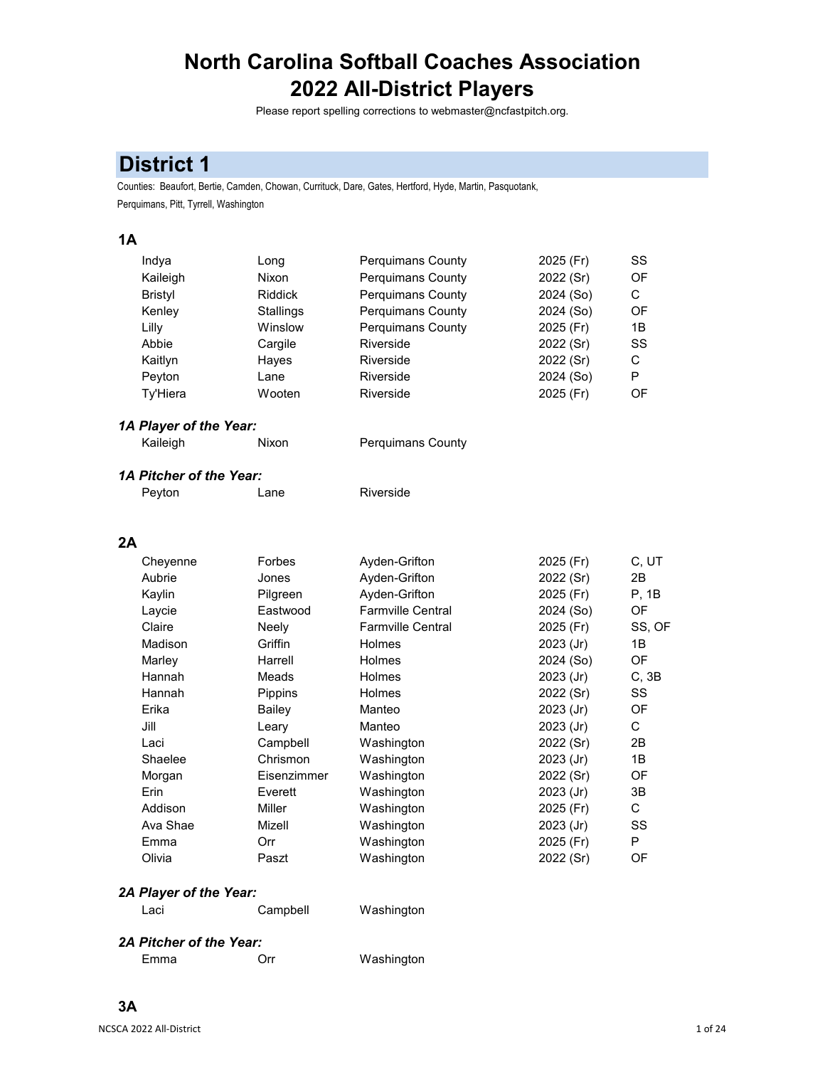# North Carolina Softball Coaches Association
# 2022 All-District Players

Please report spelling corrections to webmaster@ncfastpitch.org.

## District 1

Counties: Beaufort, Bertie, Camden, Chowan, Currituck, Dare, Gates, Hertford, Hyde, Martin, Pasquotank, Perquimans, Pitt, Tyrrell, Washington

### 1A

| First Name | Last Name | School | Class | Position |
|---|---|---|---|---|
| Indya | Long | Perquimans County | 2025 (Fr) | SS |
| Kaileigh | Nixon | Perquimans County | 2022 (Sr) | OF |
| Bristyl | Riddick | Perquimans County | 2024 (So) | C |
| Kenley | Stallings | Perquimans County | 2024 (So) | OF |
| Lilly | Winslow | Perquimans County | 2025 (Fr) | 1B |
| Abbie | Cargile | Riverside | 2022 (Sr) | SS |
| Kaitlyn | Hayes | Riverside | 2022 (Sr) | C |
| Peyton | Lane | Riverside | 2024 (So) | P |
| Ty'Hiera | Wooten | Riverside | 2025 (Fr) | OF |

***1A Player of the Year:***

Kaileigh Nixon — Perquimans County

***1A Pitcher of the Year:***

Peyton Lane — Riverside

### 2A

| First Name | Last Name | School | Class | Position |
|---|---|---|---|---|
| Cheyenne | Forbes | Ayden-Grifton | 2025 (Fr) | C, UT |
| Aubrie | Jones | Ayden-Grifton | 2022 (Sr) | 2B |
| Kaylin | Pilgreen | Ayden-Grifton | 2025 (Fr) | P, 1B |
| Laycie | Eastwood | Farmville Central | 2024 (So) | OF |
| Claire | Neely | Farmville Central | 2025 (Fr) | SS, OF |
| Madison | Griffin | Holmes | 2023 (Jr) | 1B |
| Marley | Harrell | Holmes | 2024 (So) | OF |
| Hannah | Meads | Holmes | 2023 (Jr) | C, 3B |
| Hannah | Pippins | Holmes | 2022 (Sr) | SS |
| Erika | Bailey | Manteo | 2023 (Jr) | OF |
| Jill | Leary | Manteo | 2023 (Jr) | C |
| Laci | Campbell | Washington | 2022 (Sr) | 2B |
| Shaelee | Chrismon | Washington | 2023 (Jr) | 1B |
| Morgan | Eisenzimmer | Washington | 2022 (Sr) | OF |
| Erin | Everett | Washington | 2023 (Jr) | 3B |
| Addison | Miller | Washington | 2025 (Fr) | C |
| Ava Shae | Mizell | Washington | 2023 (Jr) | SS |
| Emma | Orr | Washington | 2025 (Fr) | P |
| Olivia | Paszt | Washington | 2022 (Sr) | OF |

***2A Player of the Year:***

Laci Campbell — Washington

***2A Pitcher of the Year:***

Emma Orr — Washington

### 3A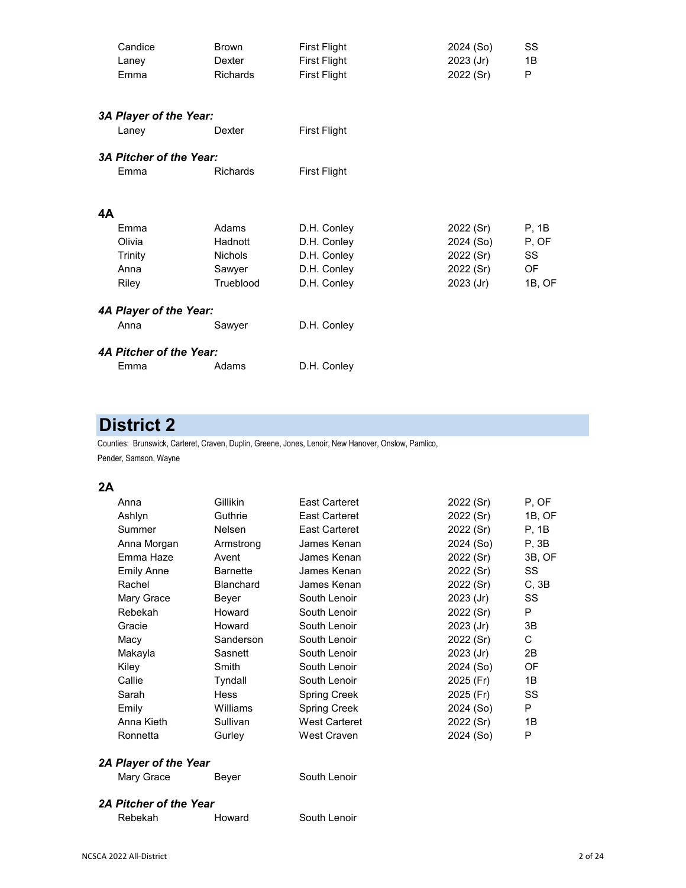| | | | | |
|---|---|---|---|---|
| Candice | Brown | First Flight | 2024 (So) | SS |
| Laney | Dexter | First Flight | 2023 (Jr) | 1B |
| Emma | Richards | First Flight | 2022 (Sr) | P |

***3A Player of the Year:***

| | | |
|---|---|---|
| Laney | Dexter | First Flight |

***3A Pitcher of the Year:***

| | | |
|---|---|---|
| Emma | Richards | First Flight |

### 4A

| | | | | |
|---|---|---|---|---|
| Emma | Adams | D.H. Conley | 2022 (Sr) | P, 1B |
| Olivia | Hadnott | D.H. Conley | 2024 (So) | P, OF |
| Trinity | Nichols | D.H. Conley | 2022 (Sr) | SS |
| Anna | Sawyer | D.H. Conley | 2022 (Sr) | OF |
| Riley | Trueblood | D.H. Conley | 2023 (Jr) | 1B, OF |

***4A Player of the Year:***

| | | |
|---|---|---|
| Anna | Sawyer | D.H. Conley |

***4A Pitcher of the Year:***

| | | |
|---|---|---|
| Emma | Adams | D.H. Conley |

## District 2

Counties: Brunswick, Carteret, Craven, Duplin, Greene, Jones, Lenoir, New Hanover, Onslow, Pamlico, Pender, Samson, Wayne

### 2A

| | | | | |
|---|---|---|---|---|
| Anna | Gillikin | East Carteret | 2022 (Sr) | P, OF |
| Ashlyn | Guthrie | East Carteret | 2022 (Sr) | 1B, OF |
| Summer | Nelsen | East Carteret | 2022 (Sr) | P, 1B |
| Anna Morgan | Armstrong | James Kenan | 2024 (So) | P, 3B |
| Emma Haze | Avent | James Kenan | 2022 (Sr) | 3B, OF |
| Emily Anne | Barnette | James Kenan | 2022 (Sr) | SS |
| Rachel | Blanchard | James Kenan | 2022 (Sr) | C, 3B |
| Mary Grace | Beyer | South Lenoir | 2023 (Jr) | SS |
| Rebekah | Howard | South Lenoir | 2022 (Sr) | P |
| Gracie | Howard | South Lenoir | 2023 (Jr) | 3B |
| Macy | Sanderson | South Lenoir | 2022 (Sr) | C |
| Makayla | Sasnett | South Lenoir | 2023 (Jr) | 2B |
| Kiley | Smith | South Lenoir | 2024 (So) | OF |
| Callie | Tyndall | South Lenoir | 2025 (Fr) | 1B |
| Sarah | Hess | Spring Creek | 2025 (Fr) | SS |
| Emily | Williams | Spring Creek | 2024 (So) | P |
| Anna Kieth | Sullivan | West Carteret | 2022 (Sr) | 1B |
| Ronnetta | Gurley | West Craven | 2024 (So) | P |

***2A Player of the Year***

| | | |
|---|---|---|
| Mary Grace | Beyer | South Lenoir |

***2A Pitcher of the Year***

| | | |
|---|---|---|
| Rebekah | Howard | South Lenoir |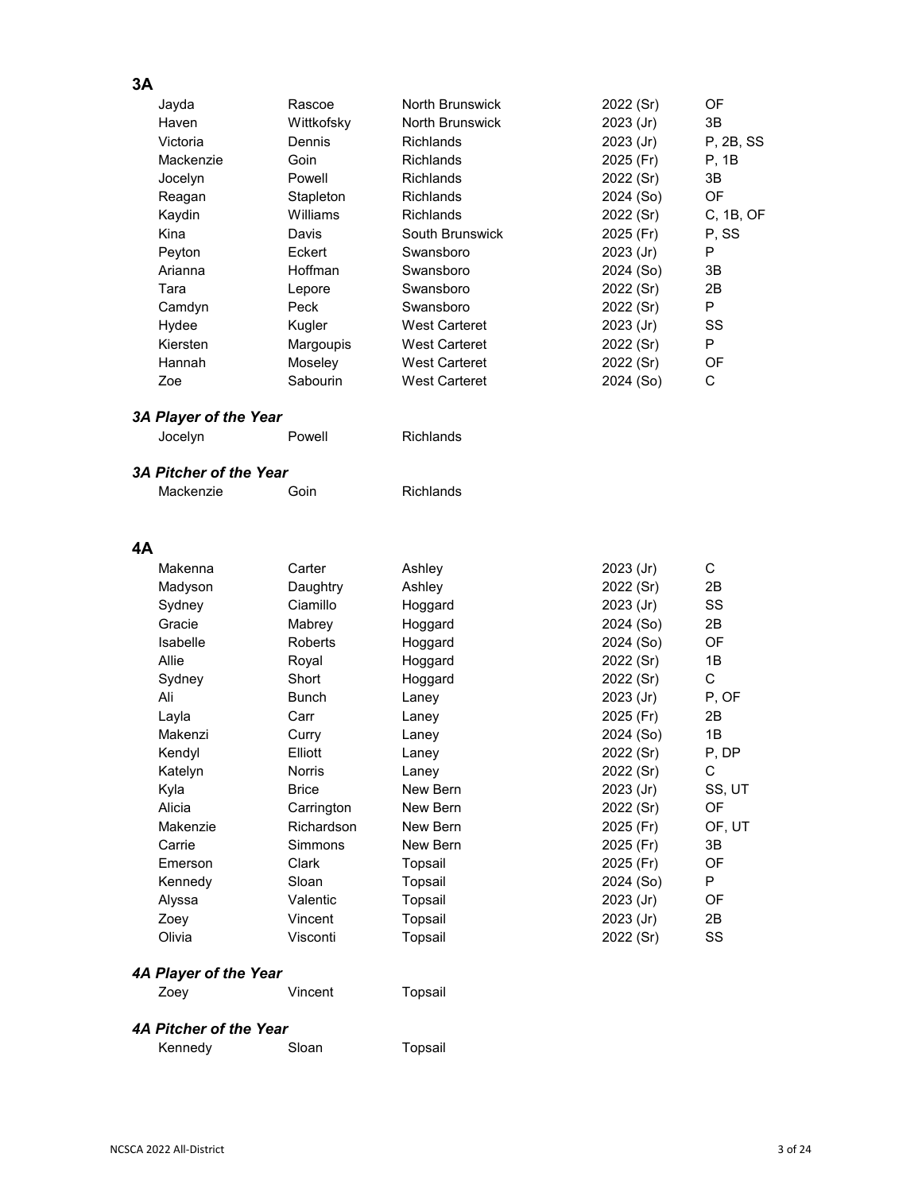## 3A

| | | | | |
|---|---|---|---|---|
| Jayda | Rascoe | North Brunswick | 2022 (Sr) | OF |
| Haven | Wittkofsky | North Brunswick | 2023 (Jr) | 3B |
| Victoria | Dennis | Richlands | 2023 (Jr) | P, 2B, SS |
| Mackenzie | Goin | Richlands | 2025 (Fr) | P, 1B |
| Jocelyn | Powell | Richlands | 2022 (Sr) | 3B |
| Reagan | Stapleton | Richlands | 2024 (So) | OF |
| Kaydin | Williams | Richlands | 2022 (Sr) | C, 1B, OF |
| Kina | Davis | South Brunswick | 2025 (Fr) | P, SS |
| Peyton | Eckert | Swansboro | 2023 (Jr) | P |
| Arianna | Hoffman | Swansboro | 2024 (So) | 3B |
| Tara | Lepore | Swansboro | 2022 (Sr) | 2B |
| Camdyn | Peck | Swansboro | 2022 (Sr) | P |
| Hydee | Kugler | West Carteret | 2023 (Jr) | SS |
| Kiersten | Margoupis | West Carteret | 2022 (Sr) | P |
| Hannah | Moseley | West Carteret | 2022 (Sr) | OF |
| Zoe | Sabourin | West Carteret | 2024 (So) | C |

### *3A Player of the Year*

Jocelyn Powell Richlands

### *3A Pitcher of the Year*

Mackenzie Goin Richlands

## 4A

| | | | | |
|---|---|---|---|---|
| Makenna | Carter | Ashley | 2023 (Jr) | C |
| Madyson | Daughtry | Ashley | 2022 (Sr) | 2B |
| Sydney | Ciamillo | Hoggard | 2023 (Jr) | SS |
| Gracie | Mabrey | Hoggard | 2024 (So) | 2B |
| Isabelle | Roberts | Hoggard | 2024 (So) | OF |
| Allie | Royal | Hoggard | 2022 (Sr) | 1B |
| Sydney | Short | Hoggard | 2022 (Sr) | C |
| Ali | Bunch | Laney | 2023 (Jr) | P, OF |
| Layla | Carr | Laney | 2025 (Fr) | 2B |
| Makenzi | Curry | Laney | 2024 (So) | 1B |
| Kendyl | Elliott | Laney | 2022 (Sr) | P, DP |
| Katelyn | Norris | Laney | 2022 (Sr) | C |
| Kyla | Brice | New Bern | 2023 (Jr) | SS, UT |
| Alicia | Carrington | New Bern | 2022 (Sr) | OF |
| Makenzie | Richardson | New Bern | 2025 (Fr) | OF, UT |
| Carrie | Simmons | New Bern | 2025 (Fr) | 3B |
| Emerson | Clark | Topsail | 2025 (Fr) | OF |
| Kennedy | Sloan | Topsail | 2024 (So) | P |
| Alyssa | Valentic | Topsail | 2023 (Jr) | OF |
| Zoey | Vincent | Topsail | 2023 (Jr) | 2B |
| Olivia | Visconti | Topsail | 2022 (Sr) | SS |

### *4A Player of the Year*

Zoey Vincent Topsail

### *4A Pitcher of the Year*

Kennedy Sloan Topsail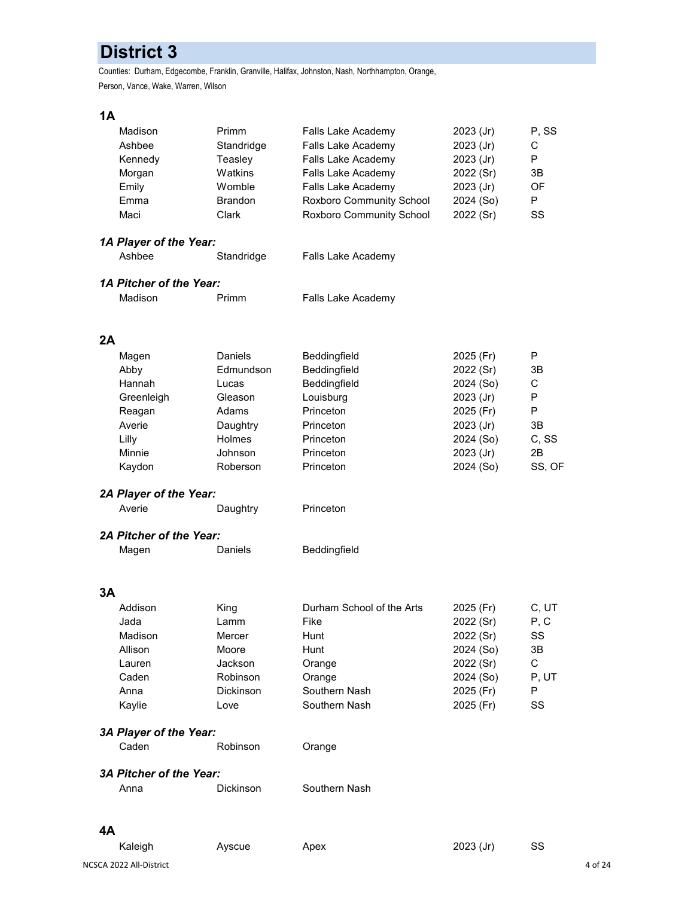# District 3

Counties: Durham, Edgecombe, Franklin, Granville, Halifax, Johnston, Nash, Northhampton, Orange, Person, Vance, Wake, Warren, Wilson

## 1A

| First Name | Last Name | School | Class | Position |
|---|---|---|---|---|
| Madison | Primm | Falls Lake Academy | 2023 (Jr) | P, SS |
| Ashbee | Standridge | Falls Lake Academy | 2023 (Jr) | C |
| Kennedy | Teasley | Falls Lake Academy | 2023 (Jr) | P |
| Morgan | Watkins | Falls Lake Academy | 2022 (Sr) | 3B |
| Emily | Womble | Falls Lake Academy | 2023 (Jr) | OF |
| Emma | Brandon | Roxboro Community School | 2024 (So) | P |
| Maci | Clark | Roxboro Community School | 2022 (Sr) | SS |

***1A Player of the Year:***

Ashbee Standridge — Falls Lake Academy

***1A Pitcher of the Year:***

Madison Primm — Falls Lake Academy

## 2A

| First Name | Last Name | School | Class | Position |
|---|---|---|---|---|
| Magen | Daniels | Beddingfield | 2025 (Fr) | P |
| Abby | Edmundson | Beddingfield | 2022 (Sr) | 3B |
| Hannah | Lucas | Beddingfield | 2024 (So) | C |
| Greenleigh | Gleason | Louisburg | 2023 (Jr) | P |
| Reagan | Adams | Princeton | 2025 (Fr) | P |
| Averie | Daughtry | Princeton | 2023 (Jr) | 3B |
| Lilly | Holmes | Princeton | 2024 (So) | C, SS |
| Minnie | Johnson | Princeton | 2023 (Jr) | 2B |
| Kaydon | Roberson | Princeton | 2024 (So) | SS, OF |

***2A Player of the Year:***

Averie Daughtry — Princeton

***2A Pitcher of the Year:***

Magen Daniels — Beddingfield

## 3A

| First Name | Last Name | School | Class | Position |
|---|---|---|---|---|
| Addison | King | Durham School of the Arts | 2025 (Fr) | C, UT |
| Jada | Lamm | Fike | 2022 (Sr) | P, C |
| Madison | Mercer | Hunt | 2022 (Sr) | SS |
| Allison | Moore | Hunt | 2024 (So) | 3B |
| Lauren | Jackson | Orange | 2022 (Sr) | C |
| Caden | Robinson | Orange | 2024 (So) | P, UT |
| Anna | Dickinson | Southern Nash | 2025 (Fr) | P |
| Kaylie | Love | Southern Nash | 2025 (Fr) | SS |

***3A Player of the Year:***

Caden Robinson — Orange

***3A Pitcher of the Year:***

Anna Dickinson — Southern Nash

## 4A

| First Name | Last Name | School | Class | Position |
|---|---|---|---|---|
| Kaleigh | Ayscue | Apex | 2023 (Jr) | SS |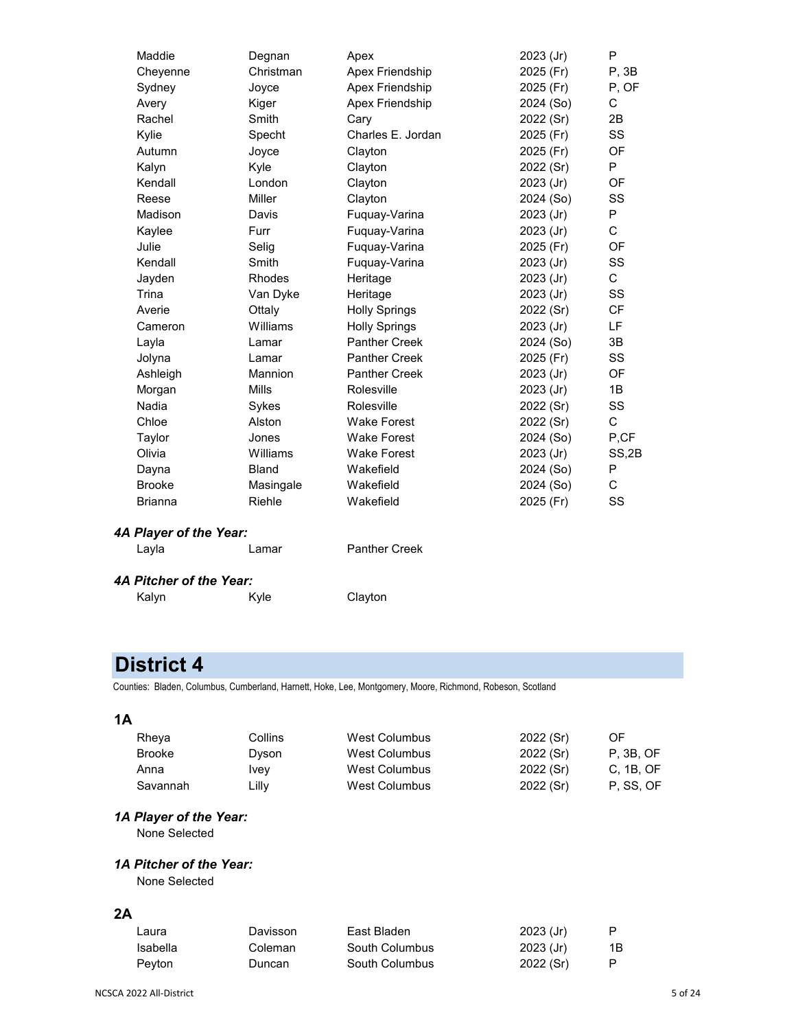| | | | | |
|---|---|---|---|---|
| Maddie | Degnan | Apex | 2023 (Jr) | P |
| Cheyenne | Christman | Apex Friendship | 2025 (Fr) | P, 3B |
| Sydney | Joyce | Apex Friendship | 2025 (Fr) | P, OF |
| Avery | Kiger | Apex Friendship | 2024 (So) | C |
| Rachel | Smith | Cary | 2022 (Sr) | 2B |
| Kylie | Specht | Charles E. Jordan | 2025 (Fr) | SS |
| Autumn | Joyce | Clayton | 2025 (Fr) | OF |
| Kalyn | Kyle | Clayton | 2022 (Sr) | P |
| Kendall | London | Clayton | 2023 (Jr) | OF |
| Reese | Miller | Clayton | 2024 (So) | SS |
| Madison | Davis | Fuquay-Varina | 2023 (Jr) | P |
| Kaylee | Furr | Fuquay-Varina | 2023 (Jr) | C |
| Julie | Selig | Fuquay-Varina | 2025 (Fr) | OF |
| Kendall | Smith | Fuquay-Varina | 2023 (Jr) | SS |
| Jayden | Rhodes | Heritage | 2023 (Jr) | C |
| Trina | Van Dyke | Heritage | 2023 (Jr) | SS |
| Averie | Ottaly | Holly Springs | 2022 (Sr) | CF |
| Cameron | Williams | Holly Springs | 2023 (Jr) | LF |
| Layla | Lamar | Panther Creek | 2024 (So) | 3B |
| Jolyna | Lamar | Panther Creek | 2025 (Fr) | SS |
| Ashleigh | Mannion | Panther Creek | 2023 (Jr) | OF |
| Morgan | Mills | Rolesville | 2023 (Jr) | 1B |
| Nadia | Sykes | Rolesville | 2022 (Sr) | SS |
| Chloe | Alston | Wake Forest | 2022 (Sr) | C |
| Taylor | Jones | Wake Forest | 2024 (So) | P,CF |
| Olivia | Williams | Wake Forest | 2023 (Jr) | SS,2B |
| Dayna | Bland | Wakefield | 2024 (So) | P |
| Brooke | Masingale | Wakefield | 2024 (So) | C |
| Brianna | Riehle | Wakefield | 2025 (Fr) | SS |

***4A Player of the Year:***

Layla Lamar Panther Creek

***4A Pitcher of the Year:***

Kalyn Kyle Clayton

# District 4

Counties: Bladen, Columbus, Cumberland, Harnett, Hoke, Lee, Montgomery, Moore, Richmond, Robeson, Scotland

## 1A

| | | | | |
|---|---|---|---|---|
| Rheya | Collins | West Columbus | 2022 (Sr) | OF |
| Brooke | Dyson | West Columbus | 2022 (Sr) | P, 3B, OF |
| Anna | Ivey | West Columbus | 2022 (Sr) | C, 1B, OF |
| Savannah | Lilly | West Columbus | 2022 (Sr) | P, SS, OF |

***1A Player of the Year:***

None Selected

***1A Pitcher of the Year:***

None Selected

## 2A

| | | | | |
|---|---|---|---|---|
| Laura | Davisson | East Bladen | 2023 (Jr) | P |
| Isabella | Coleman | South Columbus | 2023 (Jr) | 1B |
| Peyton | Duncan | South Columbus | 2022 (Sr) | P |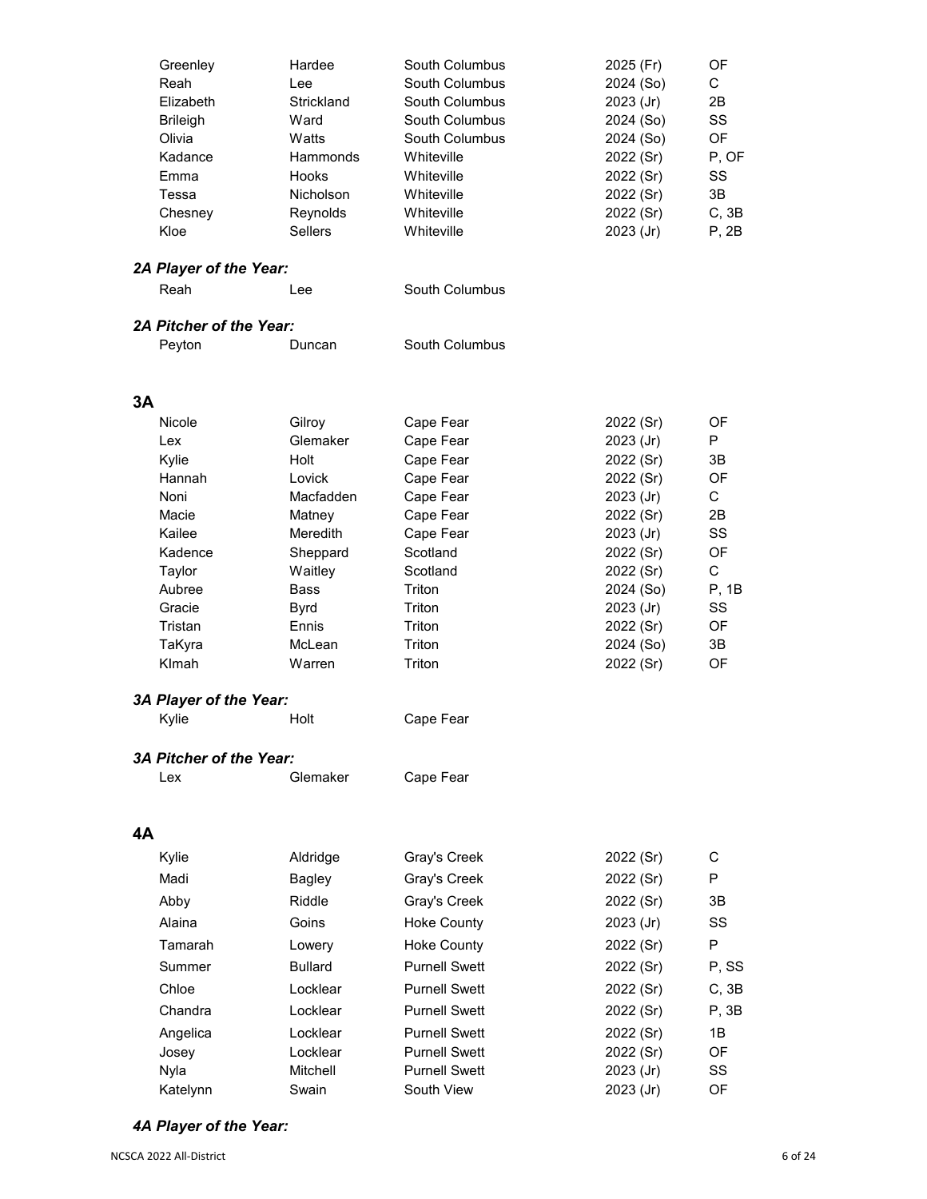| | | | | |
|---|---|---|---|---|
| Greenley | Hardee | South Columbus | 2025 (Fr) | OF |
| Reah | Lee | South Columbus | 2024 (So) | C |
| Elizabeth | Strickland | South Columbus | 2023 (Jr) | 2B |
| Brileigh | Ward | South Columbus | 2024 (So) | SS |
| Olivia | Watts | South Columbus | 2024 (So) | OF |
| Kadance | Hammonds | Whiteville | 2022 (Sr) | P, OF |
| Emma | Hooks | Whiteville | 2022 (Sr) | SS |
| Tessa | Nicholson | Whiteville | 2022 (Sr) | 3B |
| Chesney | Reynolds | Whiteville | 2022 (Sr) | C, 3B |
| Kloe | Sellers | Whiteville | 2023 (Jr) | P, 2B |

***2A Player of the Year:***

Reah Lee South Columbus

***2A Pitcher of the Year:***

Peyton Duncan South Columbus

## 3A

| | | | | |
|---|---|---|---|---|
| Nicole | Gilroy | Cape Fear | 2022 (Sr) | OF |
| Lex | Glemaker | Cape Fear | 2023 (Jr) | P |
| Kylie | Holt | Cape Fear | 2022 (Sr) | 3B |
| Hannah | Lovick | Cape Fear | 2022 (Sr) | OF |
| Noni | Macfadden | Cape Fear | 2023 (Jr) | C |
| Macie | Matney | Cape Fear | 2022 (Sr) | 2B |
| Kailee | Meredith | Cape Fear | 2023 (Jr) | SS |
| Kadence | Sheppard | Scotland | 2022 (Sr) | OF |
| Taylor | Waitley | Scotland | 2022 (Sr) | C |
| Aubree | Bass | Triton | 2024 (So) | P, 1B |
| Gracie | Byrd | Triton | 2023 (Jr) | SS |
| Tristan | Ennis | Triton | 2022 (Sr) | OF |
| TaKyra | McLean | Triton | 2024 (So) | 3B |
| KImah | Warren | Triton | 2022 (Sr) | OF |

***3A Player of the Year:***

Kylie Holt Cape Fear

***3A Pitcher of the Year:***

Lex Glemaker Cape Fear

## 4A

| | | | | |
|---|---|---|---|---|
| Kylie | Aldridge | Gray's Creek | 2022 (Sr) | C |
| Madi | Bagley | Gray's Creek | 2022 (Sr) | P |
| Abby | Riddle | Gray's Creek | 2022 (Sr) | 3B |
| Alaina | Goins | Hoke County | 2023 (Jr) | SS |
| Tamarah | Lowery | Hoke County | 2022 (Sr) | P |
| Summer | Bullard | Purnell Swett | 2022 (Sr) | P, SS |
| Chloe | Locklear | Purnell Swett | 2022 (Sr) | C, 3B |
| Chandra | Locklear | Purnell Swett | 2022 (Sr) | P, 3B |
| Angelica | Locklear | Purnell Swett | 2022 (Sr) | 1B |
| Josey | Locklear | Purnell Swett | 2022 (Sr) | OF |
| Nyla | Mitchell | Purnell Swett | 2023 (Jr) | SS |
| Katelynn | Swain | South View | 2023 (Jr) | OF |

***4A Player of the Year:***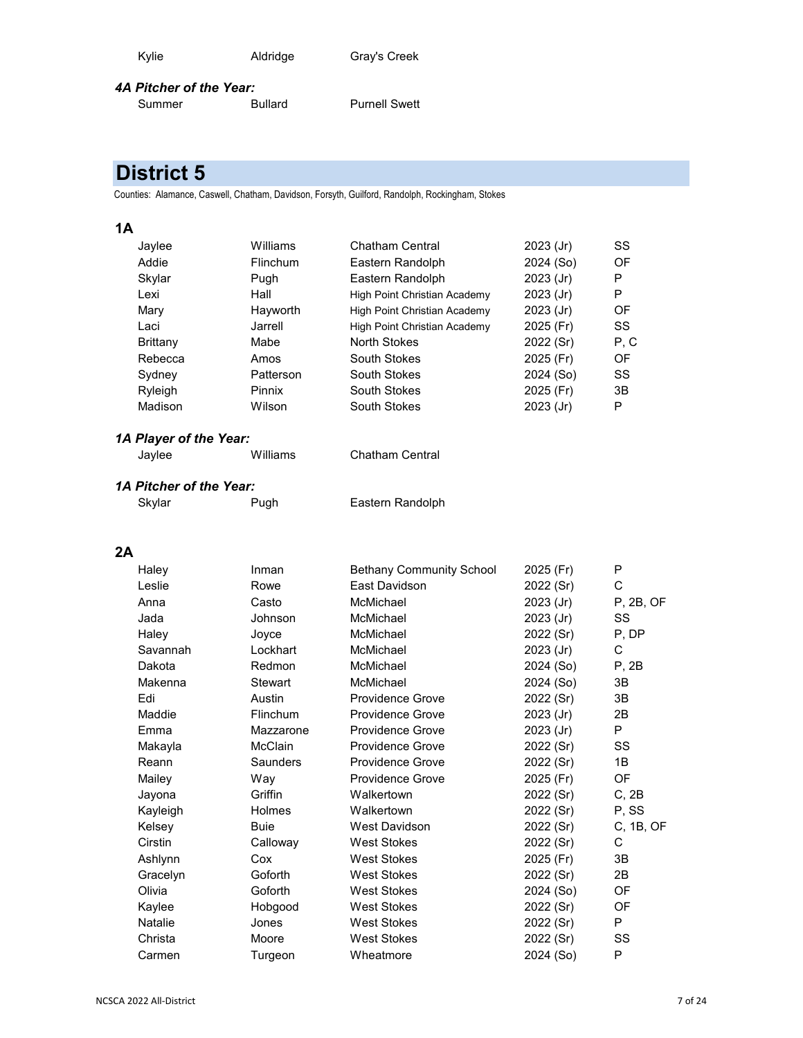| | | |
|---|---|---|
| Kylie | Aldridge | Gray's Creek |

***4A Pitcher of the Year:***

| | | |
|---|---|---|
| Summer | Bullard | Purnell Swett |

# District 5

Counties: Alamance, Caswell, Chatham, Davidson, Forsyth, Guilford, Randolph, Rockingham, Stokes

## 1A

| | | | | |
|---|---|---|---|---|
| Jaylee | Williams | Chatham Central | 2023 (Jr) | SS |
| Addie | Flinchum | Eastern Randolph | 2024 (So) | OF |
| Skylar | Pugh | Eastern Randolph | 2023 (Jr) | P |
| Lexi | Hall | High Point Christian Academy | 2023 (Jr) | P |
| Mary | Hayworth | High Point Christian Academy | 2023 (Jr) | OF |
| Laci | Jarrell | High Point Christian Academy | 2025 (Fr) | SS |
| Brittany | Mabe | North Stokes | 2022 (Sr) | P, C |
| Rebecca | Amos | South Stokes | 2025 (Fr) | OF |
| Sydney | Patterson | South Stokes | 2024 (So) | SS |
| Ryleigh | Pinnix | South Stokes | 2025 (Fr) | 3B |
| Madison | Wilson | South Stokes | 2023 (Jr) | P |

***1A Player of the Year:***

| | | |
|---|---|---|
| Jaylee | Williams | Chatham Central |

***1A Pitcher of the Year:***

| | | |
|---|---|---|
| Skylar | Pugh | Eastern Randolph |

## 2A

| | | | | |
|---|---|---|---|---|
| Haley | Inman | Bethany Community School | 2025 (Fr) | P |
| Leslie | Rowe | East Davidson | 2022 (Sr) | C |
| Anna | Casto | McMichael | 2023 (Jr) | P, 2B, OF |
| Jada | Johnson | McMichael | 2023 (Jr) | SS |
| Haley | Joyce | McMichael | 2022 (Sr) | P, DP |
| Savannah | Lockhart | McMichael | 2023 (Jr) | C |
| Dakota | Redmon | McMichael | 2024 (So) | P, 2B |
| Makenna | Stewart | McMichael | 2024 (So) | 3B |
| Edi | Austin | Providence Grove | 2022 (Sr) | 3B |
| Maddie | Flinchum | Providence Grove | 2023 (Jr) | 2B |
| Emma | Mazzarone | Providence Grove | 2023 (Jr) | P |
| Makayla | McClain | Providence Grove | 2022 (Sr) | SS |
| Reann | Saunders | Providence Grove | 2022 (Sr) | 1B |
| Mailey | Way | Providence Grove | 2025 (Fr) | OF |
| Jayona | Griffin | Walkertown | 2022 (Sr) | C, 2B |
| Kayleigh | Holmes | Walkertown | 2022 (Sr) | P, SS |
| Kelsey | Buie | West Davidson | 2022 (Sr) | C, 1B, OF |
| Cirstin | Calloway | West Stokes | 2022 (Sr) | C |
| Ashlynn | Cox | West Stokes | 2025 (Fr) | 3B |
| Gracelyn | Goforth | West Stokes | 2022 (Sr) | 2B |
| Olivia | Goforth | West Stokes | 2024 (So) | OF |
| Kaylee | Hobgood | West Stokes | 2022 (Sr) | OF |
| Natalie | Jones | West Stokes | 2022 (Sr) | P |
| Christa | Moore | West Stokes | 2022 (Sr) | SS |
| Carmen | Turgeon | Wheatmore | 2024 (So) | P |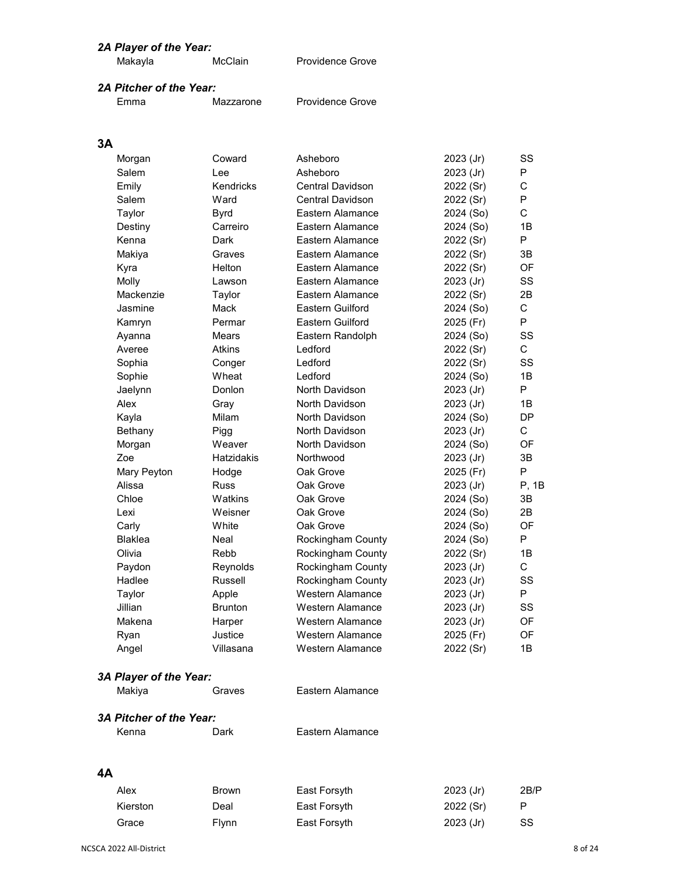### *2A Player of the Year:*

| | | |
|---|---|---|
| Makayla | McClain | Providence Grove |

### *2A Pitcher of the Year:*

| | | |
|---|---|---|
| Emma | Mazzarone | Providence Grove |

## 3A

| | | | | |
|---|---|---|---|---|
| Morgan | Coward | Asheboro | 2023 (Jr) | SS |
| Salem | Lee | Asheboro | 2023 (Jr) | P |
| Emily | Kendricks | Central Davidson | 2022 (Sr) | C |
| Salem | Ward | Central Davidson | 2022 (Sr) | P |
| Taylor | Byrd | Eastern Alamance | 2024 (So) | C |
| Destiny | Carreiro | Eastern Alamance | 2024 (So) | 1B |
| Kenna | Dark | Eastern Alamance | 2022 (Sr) | P |
| Makiya | Graves | Eastern Alamance | 2022 (Sr) | 3B |
| Kyra | Helton | Eastern Alamance | 2022 (Sr) | OF |
| Molly | Lawson | Eastern Alamance | 2023 (Jr) | SS |
| Mackenzie | Taylor | Eastern Alamance | 2022 (Sr) | 2B |
| Jasmine | Mack | Eastern Guilford | 2024 (So) | C |
| Kamryn | Permar | Eastern Guilford | 2025 (Fr) | P |
| Ayanna | Mears | Eastern Randolph | 2024 (So) | SS |
| Averee | Atkins | Ledford | 2022 (Sr) | C |
| Sophia | Conger | Ledford | 2022 (Sr) | SS |
| Sophie | Wheat | Ledford | 2024 (So) | 1B |
| Jaelynn | Donlon | North Davidson | 2023 (Jr) | P |
| Alex | Gray | North Davidson | 2023 (Jr) | 1B |
| Kayla | Milam | North Davidson | 2024 (So) | DP |
| Bethany | Pigg | North Davidson | 2023 (Jr) | C |
| Morgan | Weaver | North Davidson | 2024 (So) | OF |
| Zoe | Hatzidakis | Northwood | 2023 (Jr) | 3B |
| Mary Peyton | Hodge | Oak Grove | 2025 (Fr) | P |
| Alissa | Russ | Oak Grove | 2023 (Jr) | P, 1B |
| Chloe | Watkins | Oak Grove | 2024 (So) | 3B |
| Lexi | Weisner | Oak Grove | 2024 (So) | 2B |
| Carly | White | Oak Grove | 2024 (So) | OF |
| Blaklea | Neal | Rockingham County | 2024 (So) | P |
| Olivia | Rebb | Rockingham County | 2022 (Sr) | 1B |
| Paydon | Reynolds | Rockingham County | 2023 (Jr) | C |
| Hadlee | Russell | Rockingham County | 2023 (Jr) | SS |
| Taylor | Apple | Western Alamance | 2023 (Jr) | P |
| Jillian | Brunton | Western Alamance | 2023 (Jr) | SS |
| Makena | Harper | Western Alamance | 2023 (Jr) | OF |
| Ryan | Justice | Western Alamance | 2025 (Fr) | OF |
| Angel | Villasana | Western Alamance | 2022 (Sr) | 1B |

### *3A Player of the Year:*

| | | |
|---|---|---|
| Makiya | Graves | Eastern Alamance |

### *3A Pitcher of the Year:*

| | | |
|---|---|---|
| Kenna | Dark | Eastern Alamance |

## 4A

| | | | | |
|---|---|---|---|---|
| Alex | Brown | East Forsyth | 2023 (Jr) | 2B/P |
| Kierston | Deal | East Forsyth | 2022 (Sr) | P |
| Grace | Flynn | East Forsyth | 2023 (Jr) | SS |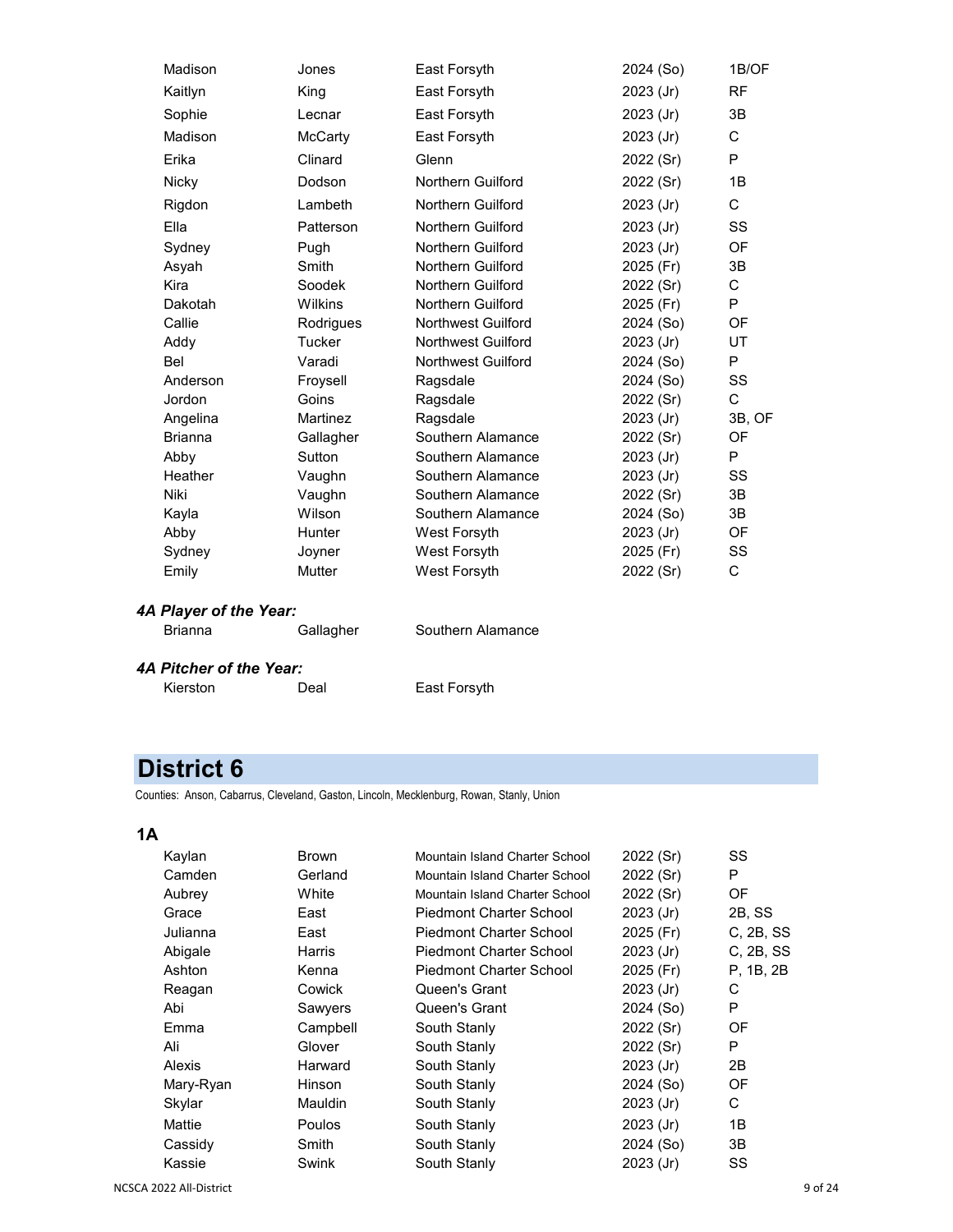| | | | | |
|---|---|---|---|---|
| Madison | Jones | East Forsyth | 2024 (So) | 1B/OF |
| Kaitlyn | King | East Forsyth | 2023 (Jr) | RF |
| Sophie | Lecnar | East Forsyth | 2023 (Jr) | 3B |
| Madison | McCarty | East Forsyth | 2023 (Jr) | C |
| Erika | Clinard | Glenn | 2022 (Sr) | P |
| Nicky | Dodson | Northern Guilford | 2022 (Sr) | 1B |
| Rigdon | Lambeth | Northern Guilford | 2023 (Jr) | C |
| Ella | Patterson | Northern Guilford | 2023 (Jr) | SS |
| Sydney | Pugh | Northern Guilford | 2023 (Jr) | OF |
| Asyah | Smith | Northern Guilford | 2025 (Fr) | 3B |
| Kira | Soodek | Northern Guilford | 2022 (Sr) | C |
| Dakotah | Wilkins | Northern Guilford | 2025 (Fr) | P |
| Callie | Rodrigues | Northwest Guilford | 2024 (So) | OF |
| Addy | Tucker | Northwest Guilford | 2023 (Jr) | UT |
| Bel | Varadi | Northwest Guilford | 2024 (So) | P |
| Anderson | Froysell | Ragsdale | 2024 (So) | SS |
| Jordon | Goins | Ragsdale | 2022 (Sr) | C |
| Angelina | Martinez | Ragsdale | 2023 (Jr) | 3B, OF |
| Brianna | Gallagher | Southern Alamance | 2022 (Sr) | OF |
| Abby | Sutton | Southern Alamance | 2023 (Jr) | P |
| Heather | Vaughn | Southern Alamance | 2023 (Jr) | SS |
| Niki | Vaughn | Southern Alamance | 2022 (Sr) | 3B |
| Kayla | Wilson | Southern Alamance | 2024 (So) | 3B |
| Abby | Hunter | West Forsyth | 2023 (Jr) | OF |
| Sydney | Joyner | West Forsyth | 2025 (Fr) | SS |
| Emily | Mutter | West Forsyth | 2022 (Sr) | C |

***4A Player of the Year:***

Brianna Gallagher — Southern Alamance

***4A Pitcher of the Year:***

Kierston Deal — East Forsyth

## District 6

Counties: Anson, Cabarrus, Cleveland, Gaston, Lincoln, Mecklenburg, Rowan, Stanly, Union

### 1A

| | | | | |
|---|---|---|---|---|
| Kaylan | Brown | Mountain Island Charter School | 2022 (Sr) | SS |
| Camden | Gerland | Mountain Island Charter School | 2022 (Sr) | P |
| Aubrey | White | Mountain Island Charter School | 2022 (Sr) | OF |
| Grace | East | Piedmont Charter School | 2023 (Jr) | 2B, SS |
| Julianna | East | Piedmont Charter School | 2025 (Fr) | C, 2B, SS |
| Abigale | Harris | Piedmont Charter School | 2023 (Jr) | C, 2B, SS |
| Ashton | Kenna | Piedmont Charter School | 2025 (Fr) | P, 1B, 2B |
| Reagan | Cowick | Queen's Grant | 2023 (Jr) | C |
| Abi | Sawyers | Queen's Grant | 2024 (So) | P |
| Emma | Campbell | South Stanly | 2022 (Sr) | OF |
| Ali | Glover | South Stanly | 2022 (Sr) | P |
| Alexis | Harward | South Stanly | 2023 (Jr) | 2B |
| Mary-Ryan | Hinson | South Stanly | 2024 (So) | OF |
| Skylar | Mauldin | South Stanly | 2023 (Jr) | C |
| Mattie | Poulos | South Stanly | 2023 (Jr) | 1B |
| Cassidy | Smith | South Stanly | 2024 (So) | 3B |
| Kassie | Swink | South Stanly | 2023 (Jr) | SS |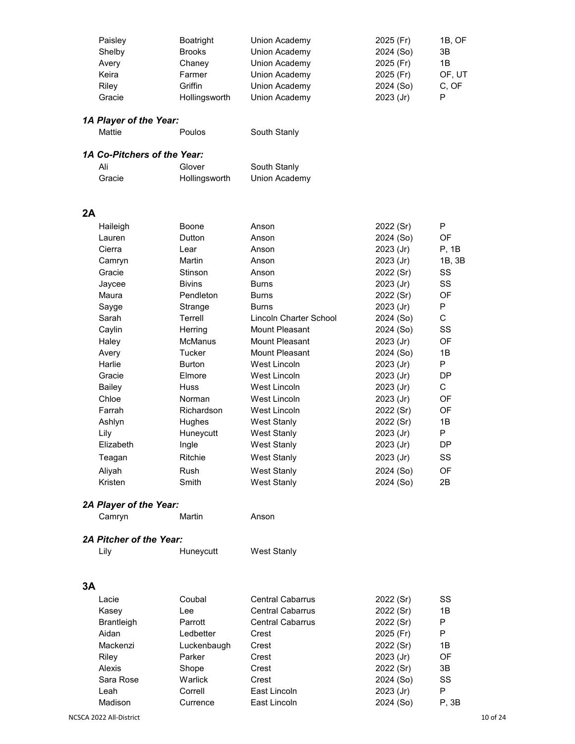| | | | | |
|---|---|---|---|---|
| Paisley | Boatright | Union Academy | 2025 (Fr) | 1B, OF |
| Shelby | Brooks | Union Academy | 2024 (So) | 3B |
| Avery | Chaney | Union Academy | 2025 (Fr) | 1B |
| Keira | Farmer | Union Academy | 2025 (Fr) | OF, UT |
| Riley | Griffin | Union Academy | 2024 (So) | C, OF |
| Gracie | Hollingsworth | Union Academy | 2023 (Jr) | P |

***1A Player of the Year:***

| | | |
|---|---|---|
| Mattie | Poulos | South Stanly |

***1A Co-Pitchers of the Year:***

| | | |
|---|---|---|
| Ali | Glover | South Stanly |
| Gracie | Hollingsworth | Union Academy |

## 2A

| | | | | |
|---|---|---|---|---|
| Haileigh | Boone | Anson | 2022 (Sr) | P |
| Lauren | Dutton | Anson | 2024 (So) | OF |
| Cierra | Lear | Anson | 2023 (Jr) | P, 1B |
| Camryn | Martin | Anson | 2023 (Jr) | 1B, 3B |
| Gracie | Stinson | Anson | 2022 (Sr) | SS |
| Jaycee | Bivins | Burns | 2023 (Jr) | SS |
| Maura | Pendleton | Burns | 2022 (Sr) | OF |
| Sayge | Strange | Burns | 2023 (Jr) | P |
| Sarah | Terrell | Lincoln Charter School | 2024 (So) | C |
| Caylin | Herring | Mount Pleasant | 2024 (So) | SS |
| Haley | McManus | Mount Pleasant | 2023 (Jr) | OF |
| Avery | Tucker | Mount Pleasant | 2024 (So) | 1B |
| Harlie | Burton | West Lincoln | 2023 (Jr) | P |
| Gracie | Elmore | West Lincoln | 2023 (Jr) | DP |
| Bailey | Huss | West Lincoln | 2023 (Jr) | C |
| Chloe | Norman | West Lincoln | 2023 (Jr) | OF |
| Farrah | Richardson | West Lincoln | 2022 (Sr) | OF |
| Ashlyn | Hughes | West Stanly | 2022 (Sr) | 1B |
| Lily | Huneycutt | West Stanly | 2023 (Jr) | P |
| Elizabeth | Ingle | West Stanly | 2023 (Jr) | DP |
| Teagan | Ritchie | West Stanly | 2023 (Jr) | SS |
| Aliyah | Rush | West Stanly | 2024 (So) | OF |
| Kristen | Smith | West Stanly | 2024 (So) | 2B |

***2A Player of the Year:***

| | | |
|---|---|---|
| Camryn | Martin | Anson |

***2A Pitcher of the Year:***

| | | |
|---|---|---|
| Lily | Huneycutt | West Stanly |

## 3A

| | | | | |
|---|---|---|---|---|
| Lacie | Coubal | Central Cabarrus | 2022 (Sr) | SS |
| Kasey | Lee | Central Cabarrus | 2022 (Sr) | 1B |
| Brantleigh | Parrott | Central Cabarrus | 2022 (Sr) | P |
| Aidan | Ledbetter | Crest | 2025 (Fr) | P |
| Mackenzi | Luckenbaugh | Crest | 2022 (Sr) | 1B |
| Riley | Parker | Crest | 2023 (Jr) | OF |
| Alexis | Shope | Crest | 2022 (Sr) | 3B |
| Sara Rose | Warlick | Crest | 2024 (So) | SS |
| Leah | Correll | East Lincoln | 2023 (Jr) | P |
| Madison | Currence | East Lincoln | 2024 (So) | P, 3B |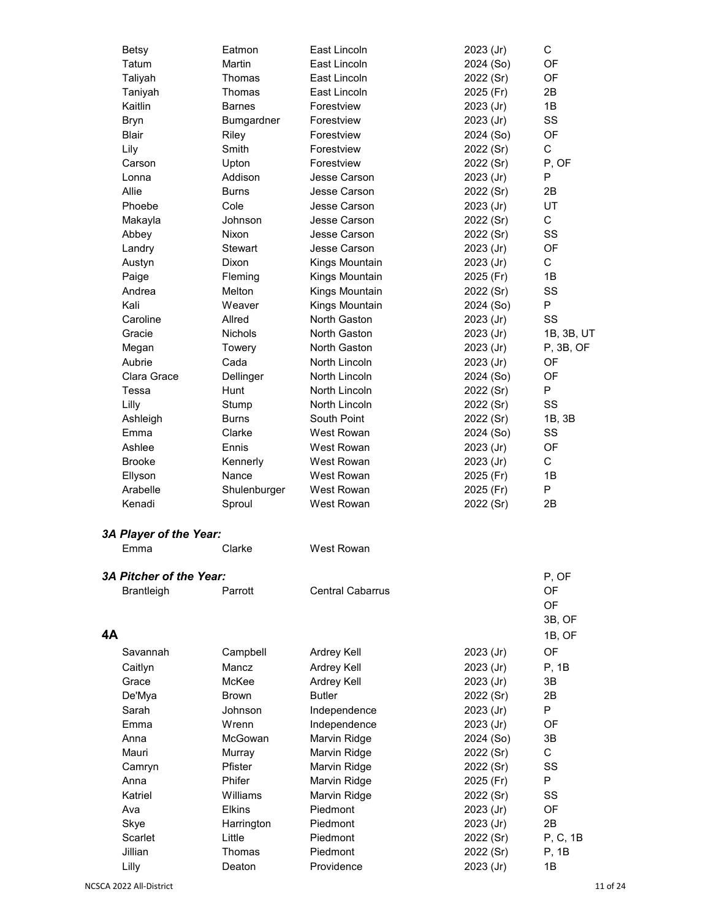| | | | | |
|---|---|---|---|---|
| Betsy | Eatmon | East Lincoln | 2023 (Jr) | C |
| Tatum | Martin | East Lincoln | 2024 (So) | OF |
| Taliyah | Thomas | East Lincoln | 2022 (Sr) | OF |
| Taniyah | Thomas | East Lincoln | 2025 (Fr) | 2B |
| Kaitlin | Barnes | Forestview | 2023 (Jr) | 1B |
| Bryn | Bumgardner | Forestview | 2023 (Jr) | SS |
| Blair | Riley | Forestview | 2024 (So) | OF |
| Lily | Smith | Forestview | 2022 (Sr) | C |
| Carson | Upton | Forestview | 2022 (Sr) | P, OF |
| Lonna | Addison | Jesse Carson | 2023 (Jr) | P |
| Allie | Burns | Jesse Carson | 2022 (Sr) | 2B |
| Phoebe | Cole | Jesse Carson | 2023 (Jr) | UT |
| Makayla | Johnson | Jesse Carson | 2022 (Sr) | C |
| Abbey | Nixon | Jesse Carson | 2022 (Sr) | SS |
| Landry | Stewart | Jesse Carson | 2023 (Jr) | OF |
| Austyn | Dixon | Kings Mountain | 2023 (Jr) | C |
| Paige | Fleming | Kings Mountain | 2025 (Fr) | 1B |
| Andrea | Melton | Kings Mountain | 2022 (Sr) | SS |
| Kali | Weaver | Kings Mountain | 2024 (So) | P |
| Caroline | Allred | North Gaston | 2023 (Jr) | SS |
| Gracie | Nichols | North Gaston | 2023 (Jr) | 1B, 3B, UT |
| Megan | Towery | North Gaston | 2023 (Jr) | P, 3B, OF |
| Aubrie | Cada | North Lincoln | 2023 (Jr) | OF |
| Clara Grace | Dellinger | North Lincoln | 2024 (So) | OF |
| Tessa | Hunt | North Lincoln | 2022 (Sr) | P |
| Lilly | Stump | North Lincoln | 2022 (Sr) | SS |
| Ashleigh | Burns | South Point | 2022 (Sr) | 1B, 3B |
| Emma | Clarke | West Rowan | 2024 (So) | SS |
| Ashlee | Ennis | West Rowan | 2023 (Jr) | OF |
| Brooke | Kennerly | West Rowan | 2023 (Jr) | C |
| Ellyson | Nance | West Rowan | 2025 (Fr) | 1B |
| Arabelle | Shulenburger | West Rowan | 2025 (Fr) | P |
| Kenadi | Sproul | West Rowan | 2022 (Sr) | 2B |

***3A Player of the Year:***

Emma Clarke, West Rowan

***3A Pitcher of the Year:*** P, OF

Brantleigh Parrott, Central Cabarrus OF

OF

3B, OF

## 4A

1B, OF

| | | | | |
|---|---|---|---|---|
| Savannah | Campbell | Ardrey Kell | 2023 (Jr) | OF |
| Caitlyn | Mancz | Ardrey Kell | 2023 (Jr) | P, 1B |
| Grace | McKee | Ardrey Kell | 2023 (Jr) | 3B |
| De'Mya | Brown | Butler | 2022 (Sr) | 2B |
| Sarah | Johnson | Independence | 2023 (Jr) | P |
| Emma | Wrenn | Independence | 2023 (Jr) | OF |
| Anna | McGowan | Marvin Ridge | 2024 (So) | 3B |
| Mauri | Murray | Marvin Ridge | 2022 (Sr) | C |
| Camryn | Pfister | Marvin Ridge | 2022 (Sr) | SS |
| Anna | Phifer | Marvin Ridge | 2025 (Fr) | P |
| Katriel | Williams | Marvin Ridge | 2022 (Sr) | SS |
| Ava | Elkins | Piedmont | 2023 (Jr) | OF |
| Skye | Harrington | Piedmont | 2023 (Jr) | 2B |
| Scarlet | Little | Piedmont | 2022 (Sr) | P, C, 1B |
| Jillian | Thomas | Piedmont | 2022 (Sr) | P, 1B |
| Lilly | Deaton | Providence | 2023 (Jr) | 1B |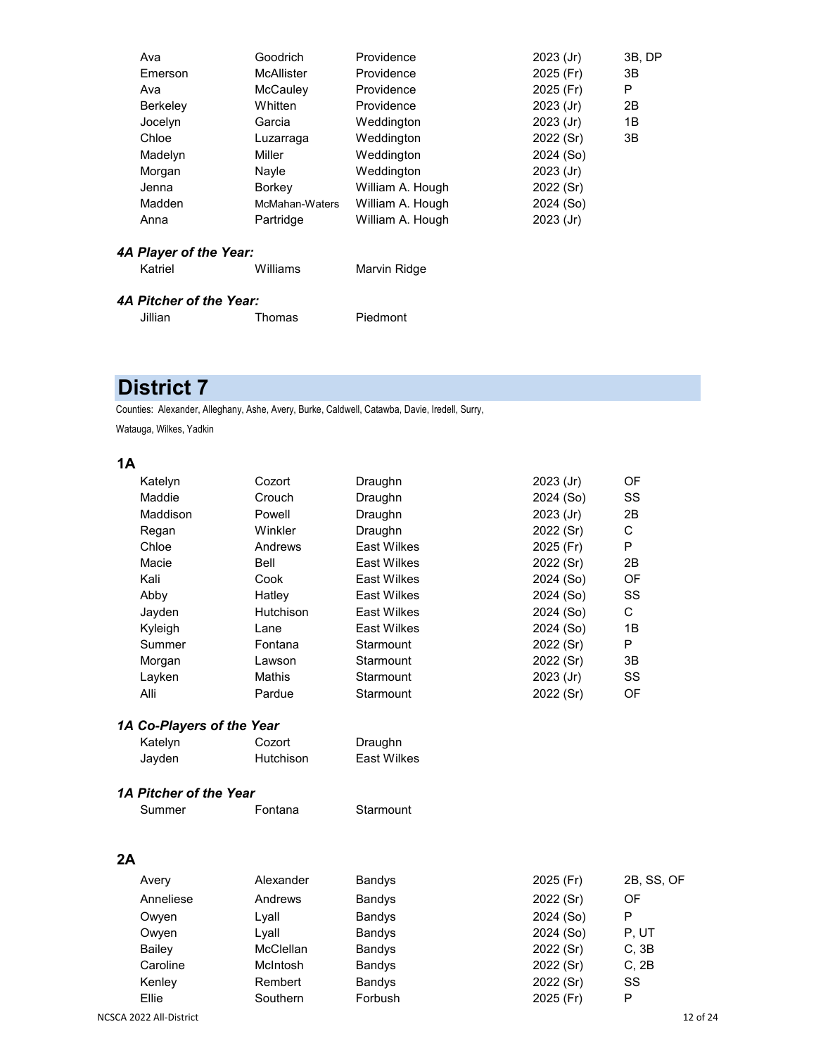| | | | | |
|---|---|---|---|---|
| Ava | Goodrich | Providence | 2023 (Jr) | 3B, DP |
| Emerson | McAllister | Providence | 2025 (Fr) | 3B |
| Ava | McCauley | Providence | 2025 (Fr) | P |
| Berkeley | Whitten | Providence | 2023 (Jr) | 2B |
| Jocelyn | Garcia | Weddington | 2023 (Jr) | 1B |
| Chloe | Luzarraga | Weddington | 2022 (Sr) | 3B |
| Madelyn | Miller | Weddington | 2024 (So) | |
| Morgan | Nayle | Weddington | 2023 (Jr) | |
| Jenna | Borkey | William A. Hough | 2022 (Sr) | |
| Madden | McMahan-Waters | William A. Hough | 2024 (So) | |
| Anna | Partridge | William A. Hough | 2023 (Jr) | |

### *4A Player of the Year:*

| | | |
|---|---|---|
| Katriel | Williams | Marvin Ridge |

### *4A Pitcher of the Year:*

| | | |
|---|---|---|
| Jillian | Thomas | Piedmont |

## District 7

Counties: Alexander, Alleghany, Ashe, Avery, Burke, Caldwell, Catawba, Davie, Iredell, Surry, Watauga, Wilkes, Yadkin

### 1A

| | | | | |
|---|---|---|---|---|
| Katelyn | Cozort | Draughn | 2023 (Jr) | OF |
| Maddie | Crouch | Draughn | 2024 (So) | SS |
| Maddison | Powell | Draughn | 2023 (Jr) | 2B |
| Regan | Winkler | Draughn | 2022 (Sr) | C |
| Chloe | Andrews | East Wilkes | 2025 (Fr) | P |
| Macie | Bell | East Wilkes | 2022 (Sr) | 2B |
| Kali | Cook | East Wilkes | 2024 (So) | OF |
| Abby | Hatley | East Wilkes | 2024 (So) | SS |
| Jayden | Hutchison | East Wilkes | 2024 (So) | C |
| Kyleigh | Lane | East Wilkes | 2024 (So) | 1B |
| Summer | Fontana | Starmount | 2022 (Sr) | P |
| Morgan | Lawson | Starmount | 2022 (Sr) | 3B |
| Layken | Mathis | Starmount | 2023 (Jr) | SS |
| Alli | Pardue | Starmount | 2022 (Sr) | OF |

### *1A Co-Players of the Year*

| | | |
|---|---|---|
| Katelyn | Cozort | Draughn |
| Jayden | Hutchison | East Wilkes |

### *1A Pitcher of the Year*

| | | |
|---|---|---|
| Summer | Fontana | Starmount |

### 2A

| | | | | |
|---|---|---|---|---|
| Avery | Alexander | Bandys | 2025 (Fr) | 2B, SS, OF |
| Anneliese | Andrews | Bandys | 2022 (Sr) | OF |
| Owyen | Lyall | Bandys | 2024 (So) | P |
| Owyen | Lyall | Bandys | 2024 (So) | P, UT |
| Bailey | McClellan | Bandys | 2022 (Sr) | C, 3B |
| Caroline | McIntosh | Bandys | 2022 (Sr) | C, 2B |
| Kenley | Rembert | Bandys | 2022 (Sr) | SS |
| Ellie | Southern | Forbush | 2025 (Fr) | P |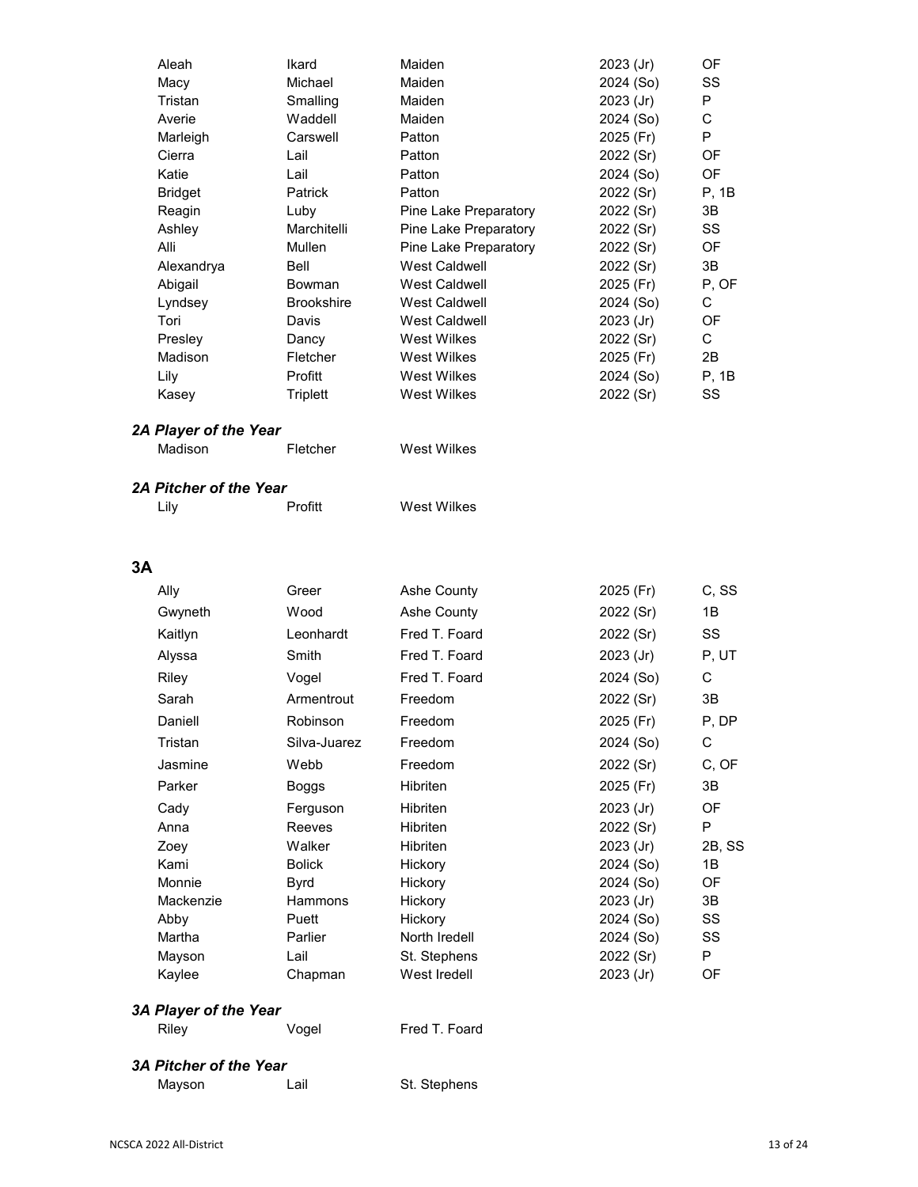| | | | | |
|---|---|---|---|---|
| Aleah | Ikard | Maiden | 2023 (Jr) | OF |
| Macy | Michael | Maiden | 2024 (So) | SS |
| Tristan | Smalling | Maiden | 2023 (Jr) | P |
| Averie | Waddell | Maiden | 2024 (So) | C |
| Marleigh | Carswell | Patton | 2025 (Fr) | P |
| Cierra | Lail | Patton | 2022 (Sr) | OF |
| Katie | Lail | Patton | 2024 (So) | OF |
| Bridget | Patrick | Patton | 2022 (Sr) | P, 1B |
| Reagin | Luby | Pine Lake Preparatory | 2022 (Sr) | 3B |
| Ashley | Marchitelli | Pine Lake Preparatory | 2022 (Sr) | SS |
| Alli | Mullen | Pine Lake Preparatory | 2022 (Sr) | OF |
| Alexandrya | Bell | West Caldwell | 2022 (Sr) | 3B |
| Abigail | Bowman | West Caldwell | 2025 (Fr) | P, OF |
| Lyndsey | Brookshire | West Caldwell | 2024 (So) | C |
| Tori | Davis | West Caldwell | 2023 (Jr) | OF |
| Presley | Dancy | West Wilkes | 2022 (Sr) | C |
| Madison | Fletcher | West Wilkes | 2025 (Fr) | 2B |
| Lily | Profitt | West Wilkes | 2024 (So) | P, 1B |
| Kasey | Triplett | West Wilkes | 2022 (Sr) | SS |

### *2A Player of the Year*

Madison Fletcher West Wilkes

### *2A Pitcher of the Year*

Lily Profitt West Wilkes

## 3A

| | | | | |
|---|---|---|---|---|
| Ally | Greer | Ashe County | 2025 (Fr) | C, SS |
| Gwyneth | Wood | Ashe County | 2022 (Sr) | 1B |
| Kaitlyn | Leonhardt | Fred T. Foard | 2022 (Sr) | SS |
| Alyssa | Smith | Fred T. Foard | 2023 (Jr) | P, UT |
| Riley | Vogel | Fred T. Foard | 2024 (So) | C |
| Sarah | Armentrout | Freedom | 2022 (Sr) | 3B |
| Daniell | Robinson | Freedom | 2025 (Fr) | P, DP |
| Tristan | Silva-Juarez | Freedom | 2024 (So) | C |
| Jasmine | Webb | Freedom | 2022 (Sr) | C, OF |
| Parker | Boggs | Hibriten | 2025 (Fr) | 3B |
| Cady | Ferguson | Hibriten | 2023 (Jr) | OF |
| Anna | Reeves | Hibriten | 2022 (Sr) | P |
| Zoey | Walker | Hibriten | 2023 (Jr) | 2B, SS |
| Kami | Bolick | Hickory | 2024 (So) | 1B |
| Monnie | Byrd | Hickory | 2024 (So) | OF |
| Mackenzie | Hammons | Hickory | 2023 (Jr) | 3B |
| Abby | Puett | Hickory | 2024 (So) | SS |
| Martha | Parlier | North Iredell | 2024 (So) | SS |
| Mayson | Lail | St. Stephens | 2022 (Sr) | P |
| Kaylee | Chapman | West Iredell | 2023 (Jr) | OF |

### *3A Player of the Year*

Riley Vogel Fred T. Foard

### *3A Pitcher of the Year*

Mayson Lail St. Stephens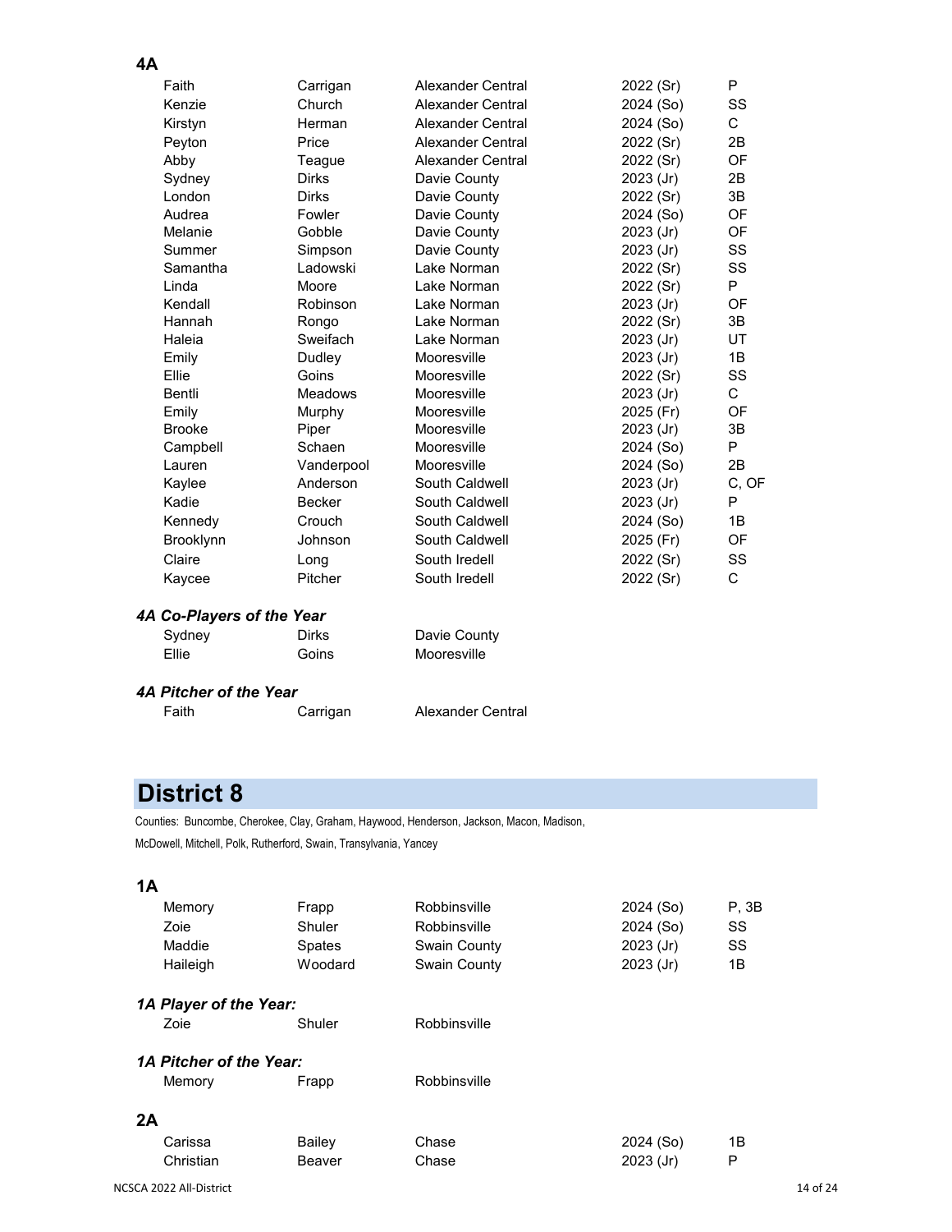## 4A

| | | | | |
|---|---|---|---|---|
| Faith | Carrigan | Alexander Central | 2022 (Sr) | P |
| Kenzie | Church | Alexander Central | 2024 (So) | SS |
| Kirstyn | Herman | Alexander Central | 2024 (So) | C |
| Peyton | Price | Alexander Central | 2022 (Sr) | 2B |
| Abby | Teague | Alexander Central | 2022 (Sr) | OF |
| Sydney | Dirks | Davie County | 2023 (Jr) | 2B |
| London | Dirks | Davie County | 2022 (Sr) | 3B |
| Audrea | Fowler | Davie County | 2024 (So) | OF |
| Melanie | Gobble | Davie County | 2023 (Jr) | OF |
| Summer | Simpson | Davie County | 2023 (Jr) | SS |
| Samantha | Ladowski | Lake Norman | 2022 (Sr) | SS |
| Linda | Moore | Lake Norman | 2022 (Sr) | P |
| Kendall | Robinson | Lake Norman | 2023 (Jr) | OF |
| Hannah | Rongo | Lake Norman | 2022 (Sr) | 3B |
| Haleia | Sweifach | Lake Norman | 2023 (Jr) | UT |
| Emily | Dudley | Mooresville | 2023 (Jr) | 1B |
| Ellie | Goins | Mooresville | 2022 (Sr) | SS |
| Bentli | Meadows | Mooresville | 2023 (Jr) | C |
| Emily | Murphy | Mooresville | 2025 (Fr) | OF |
| Brooke | Piper | Mooresville | 2023 (Jr) | 3B |
| Campbell | Schaen | Mooresville | 2024 (So) | P |
| Lauren | Vanderpool | Mooresville | 2024 (So) | 2B |
| Kaylee | Anderson | South Caldwell | 2023 (Jr) | C, OF |
| Kadie | Becker | South Caldwell | 2023 (Jr) | P |
| Kennedy | Crouch | South Caldwell | 2024 (So) | 1B |
| Brooklynn | Johnson | South Caldwell | 2025 (Fr) | OF |
| Claire | Long | South Iredell | 2022 (Sr) | SS |
| Kaycee | Pitcher | South Iredell | 2022 (Sr) | C |

### *4A Co-Players of the Year*

| | | |
|---|---|---|
| Sydney | Dirks | Davie County |
| Ellie | Goins | Mooresville |

### *4A Pitcher of the Year*

| | | |
|---|---|---|
| Faith | Carrigan | Alexander Central |

# District 8

Counties: Buncombe, Cherokee, Clay, Graham, Haywood, Henderson, Jackson, Macon, Madison, McDowell, Mitchell, Polk, Rutherford, Swain, Transylvania, Yancey

## 1A

| | | | | |
|---|---|---|---|---|
| Memory | Frapp | Robbinsville | 2024 (So) | P, 3B |
| Zoie | Shuler | Robbinsville | 2024 (So) | SS |
| Maddie | Spates | Swain County | 2023 (Jr) | SS |
| Haileigh | Woodard | Swain County | 2023 (Jr) | 1B |

### *1A Player of the Year:*

| | | |
|---|---|---|
| Zoie | Shuler | Robbinsville |

### *1A Pitcher of the Year:*

| | | |
|---|---|---|
| Memory | Frapp | Robbinsville |

## 2A

| | | | | |
|---|---|---|---|---|
| Carissa | Bailey | Chase | 2024 (So) | 1B |
| Christian | Beaver | Chase | 2023 (Jr) | P |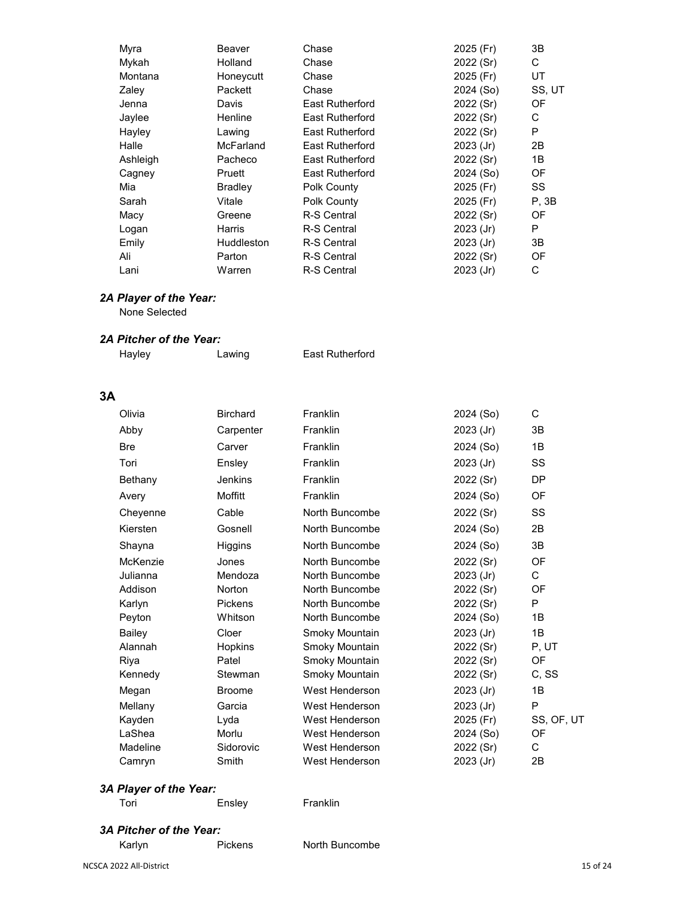| | | | | |
|---|---|---|---|---|
| Myra | Beaver | Chase | 2025 (Fr) | 3B |
| Mykah | Holland | Chase | 2022 (Sr) | C |
| Montana | Honeycutt | Chase | 2025 (Fr) | UT |
| Zaley | Packett | Chase | 2024 (So) | SS, UT |
| Jenna | Davis | East Rutherford | 2022 (Sr) | OF |
| Jaylee | Henline | East Rutherford | 2022 (Sr) | C |
| Hayley | Lawing | East Rutherford | 2022 (Sr) | P |
| Halle | McFarland | East Rutherford | 2023 (Jr) | 2B |
| Ashleigh | Pacheco | East Rutherford | 2022 (Sr) | 1B |
| Cagney | Pruett | East Rutherford | 2024 (So) | OF |
| Mia | Bradley | Polk County | 2025 (Fr) | SS |
| Sarah | Vitale | Polk County | 2025 (Fr) | P, 3B |
| Macy | Greene | R-S Central | 2022 (Sr) | OF |
| Logan | Harris | R-S Central | 2023 (Jr) | P |
| Emily | Huddleston | R-S Central | 2023 (Jr) | 3B |
| Ali | Parton | R-S Central | 2022 (Sr) | OF |
| Lani | Warren | R-S Central | 2023 (Jr) | C |

### *2A Player of the Year:*

None Selected

### *2A Pitcher of the Year:*

Hayley Lawing East Rutherford

## 3A

| | | | | |
|---|---|---|---|---|
| Olivia | Birchard | Franklin | 2024 (So) | C |
| Abby | Carpenter | Franklin | 2023 (Jr) | 3B |
| Bre | Carver | Franklin | 2024 (So) | 1B |
| Tori | Ensley | Franklin | 2023 (Jr) | SS |
| Bethany | Jenkins | Franklin | 2022 (Sr) | DP |
| Avery | Moffitt | Franklin | 2024 (So) | OF |
| Cheyenne | Cable | North Buncombe | 2022 (Sr) | SS |
| Kiersten | Gosnell | North Buncombe | 2024 (So) | 2B |
| Shayna | Higgins | North Buncombe | 2024 (So) | 3B |
| McKenzie | Jones | North Buncombe | 2022 (Sr) | OF |
| Julianna | Mendoza | North Buncombe | 2023 (Jr) | C |
| Addison | Norton | North Buncombe | 2022 (Sr) | OF |
| Karlyn | Pickens | North Buncombe | 2022 (Sr) | P |
| Peyton | Whitson | North Buncombe | 2024 (So) | 1B |
| Bailey | Cloer | Smoky Mountain | 2023 (Jr) | 1B |
| Alannah | Hopkins | Smoky Mountain | 2022 (Sr) | P, UT |
| Riya | Patel | Smoky Mountain | 2022 (Sr) | OF |
| Kennedy | Stewman | Smoky Mountain | 2022 (Sr) | C, SS |
| Megan | Broome | West Henderson | 2023 (Jr) | 1B |
| Mellany | Garcia | West Henderson | 2023 (Jr) | P |
| Kayden | Lyda | West Henderson | 2025 (Fr) | SS, OF, UT |
| LaShea | Morlu | West Henderson | 2024 (So) | OF |
| Madeline | Sidorovic | West Henderson | 2022 (Sr) | C |
| Camryn | Smith | West Henderson | 2023 (Jr) | 2B |

### *3A Player of the Year:*

Tori Ensley Franklin

### *3A Pitcher of the Year:*

Karlyn Pickens North Buncombe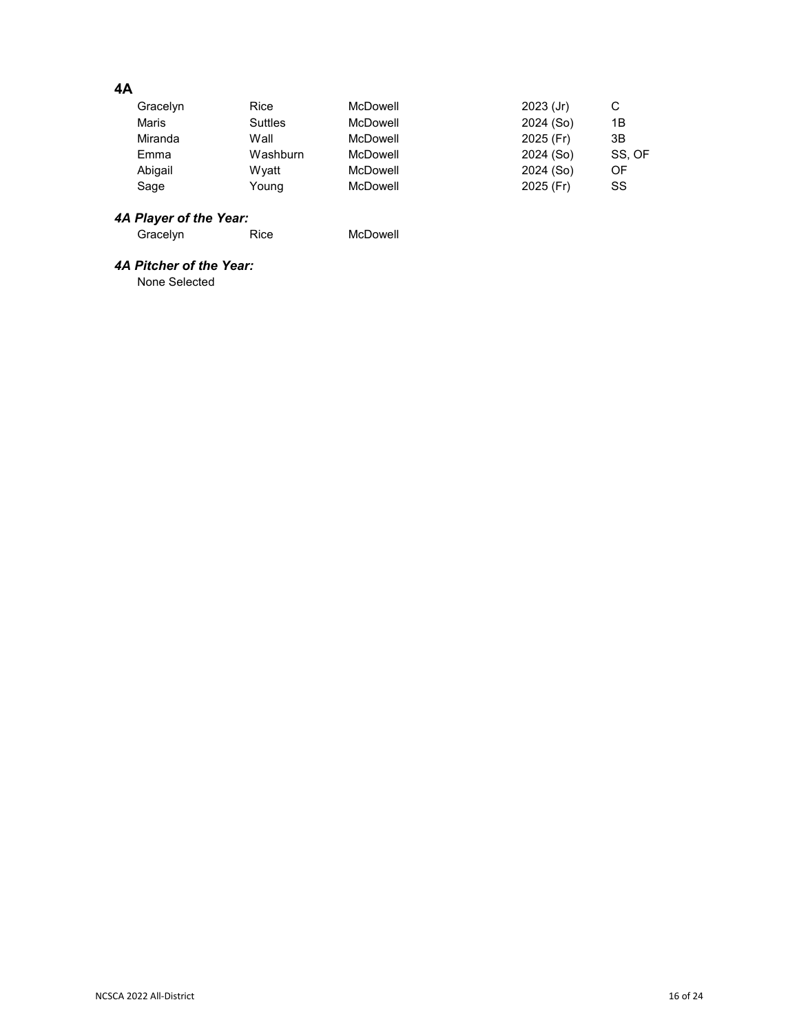## 4A

| | | | | |
|---|---|---|---|---|
| Gracelyn | Rice | McDowell | 2023 (Jr) | C |
| Maris | Suttles | McDowell | 2024 (So) | 1B |
| Miranda | Wall | McDowell | 2025 (Fr) | 3B |
| Emma | Washburn | McDowell | 2024 (So) | SS, OF |
| Abigail | Wyatt | McDowell | 2024 (So) | OF |
| Sage | Young | McDowell | 2025 (Fr) | SS |

### *4A Player of the Year:*

Gracelyn Rice McDowell

### *4A Pitcher of the Year:*

None Selected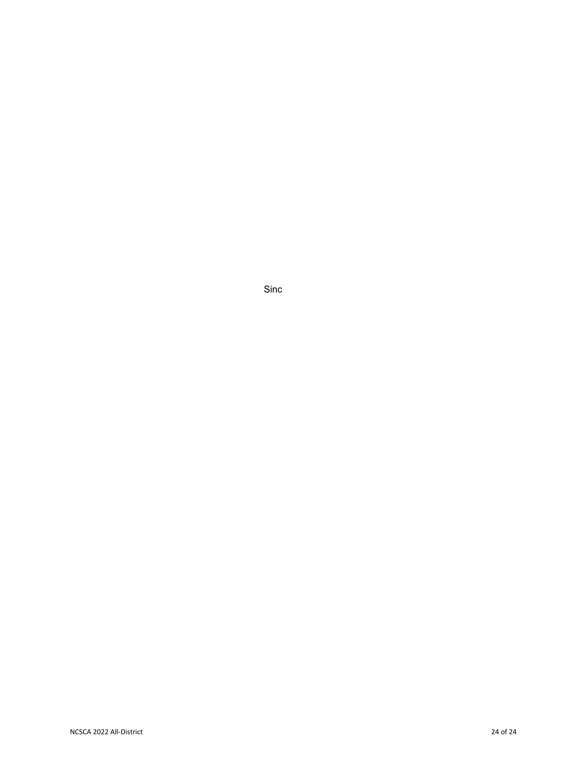Sinc